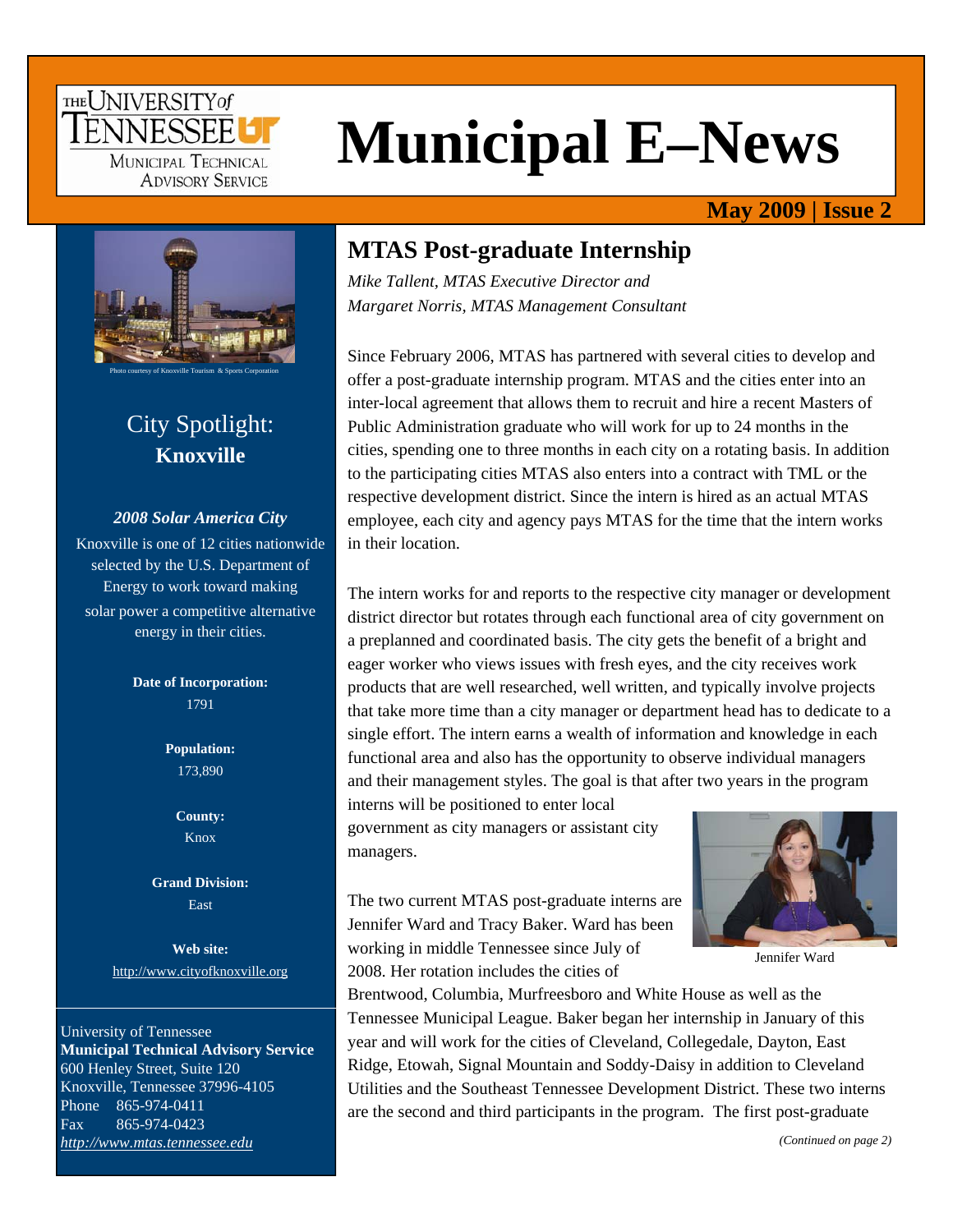# Municipal E–News

**May 2009 | Issue 2**

Photo courtesy of Knoxville Tourism & Sports Corporation

## City Spotlight: **Knoxville**

***2008 Solar America City***

Knoxville is one of 12 cities nationwide selected by the U.S. Department of Energy to work toward making solar power a competitive alternative energy in their cities.

**Date of Incorporation:**
1791

**Population:**
173,890

**County:**
Knox

**Grand Division:**
East

**Web site:**
http://www.cityofknoxville.org

University of Tennessee
**Municipal Technical Advisory Service**
600 Henley Street, Suite 120
Knoxville, Tennessee 37996-4105
Phone 865-974-0411
Fax 865-974-0423
*http://www.mtas.tennessee.edu*

## MTAS Post-graduate Internship

*Mike Tallent, MTAS Executive Director and*
*Margaret Norris, MTAS Management Consultant*

Since February 2006, MTAS has partnered with several cities to develop and offer a post-graduate internship program. MTAS and the cities enter into an inter-local agreement that allows them to recruit and hire a recent Masters of Public Administration graduate who will work for up to 24 months in the cities, spending one to three months in each city on a rotating basis. In addition to the participating cities MTAS also enters into a contract with TML or the respective development district. Since the intern is hired as an actual MTAS employee, each city and agency pays MTAS for the time that the intern works in their location.

The intern works for and reports to the respective city manager or development district director but rotates through each functional area of city government on a preplanned and coordinated basis. The city gets the benefit of a bright and eager worker who views issues with fresh eyes, and the city receives work products that are well researched, well written, and typically involve projects that take more time than a city manager or department head has to dedicate to a single effort. The intern earns a wealth of information and knowledge in each functional area and also has the opportunity to observe individual managers and their management styles. The goal is that after two years in the program interns will be positioned to enter local government as city managers or assistant city managers.

Jennifer Ward

The two current MTAS post-graduate interns are Jennifer Ward and Tracy Baker. Ward has been working in middle Tennessee since July of 2008. Her rotation includes the cities of Brentwood, Columbia, Murfreesboro and White House as well as the Tennessee Municipal League. Baker began her internship in January of this year and will work for the cities of Cleveland, Collegedale, Dayton, East Ridge, Etowah, Signal Mountain and Soddy-Daisy in addition to Cleveland Utilities and the Southeast Tennessee Development District. These two interns are the second and third participants in the program. The first post-graduate

*(Continued on page 2)*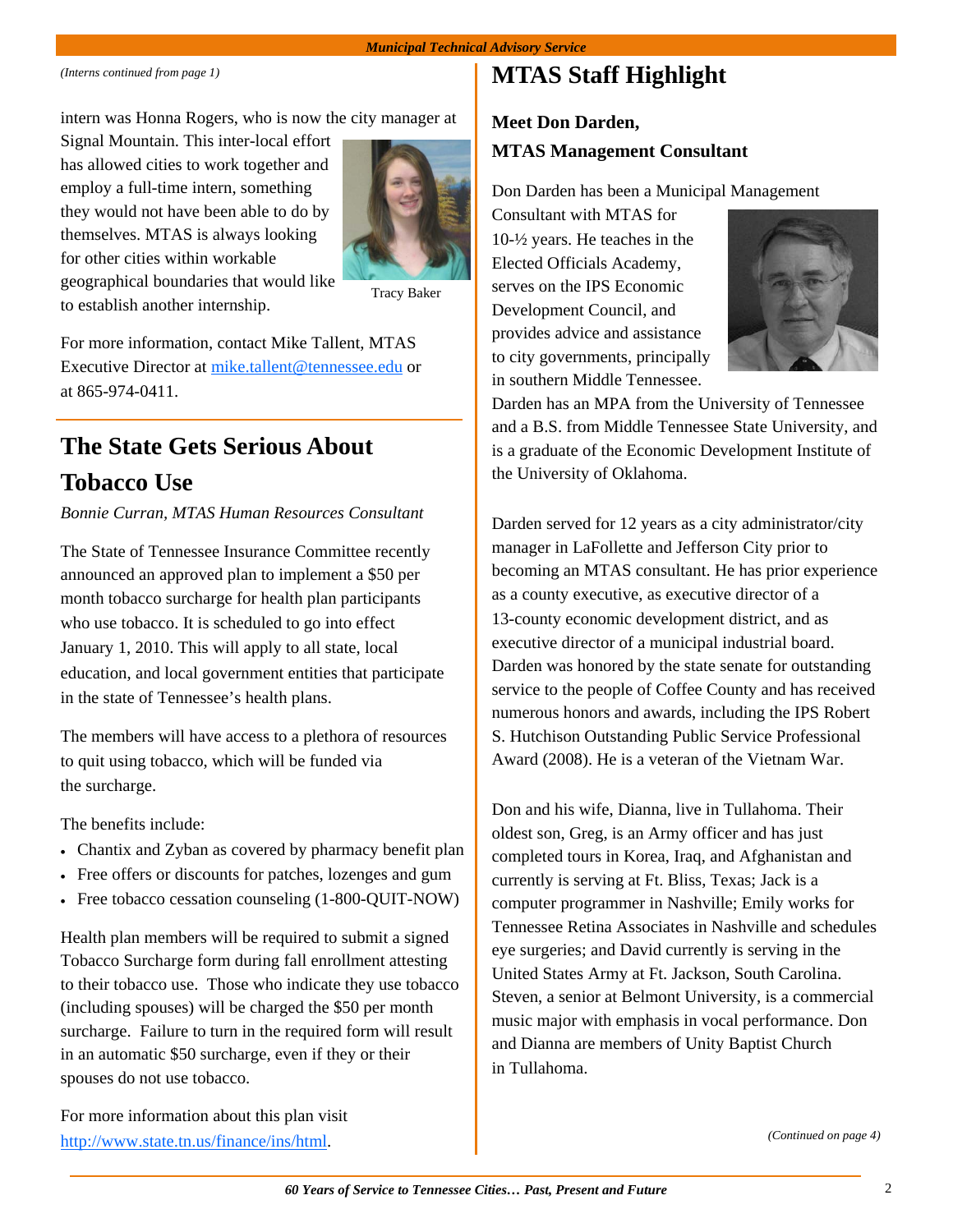*(Interns continued from page 1)*

intern was Honna Rogers, who is now the city manager at Signal Mountain. This inter-local effort has allowed cities to work together and employ a full-time intern, something they would not have been able to do by themselves. MTAS is always looking for other cities within workable geographical boundaries that would like to establish another internship.

Tracy Baker

For more information, contact Mike Tallent, MTAS Executive Director at mike.tallent@tennessee.edu or at 865-974-0411.

## The State Gets Serious About Tobacco Use

*Bonnie Curran, MTAS Human Resources Consultant*

The State of Tennessee Insurance Committee recently announced an approved plan to implement a $50 per month tobacco surcharge for health plan participants who use tobacco. It is scheduled to go into effect January 1, 2010. This will apply to all state, local education, and local government entities that participate in the state of Tennessee's health plans.

The members will have access to a plethora of resources to quit using tobacco, which will be funded via the surcharge.

The benefits include:

- Chantix and Zyban as covered by pharmacy benefit plan
- Free offers or discounts for patches, lozenges and gum
- Free tobacco cessation counseling (1-800-QUIT-NOW)

Health plan members will be required to submit a signed Tobacco Surcharge form during fall enrollment attesting to their tobacco use. Those who indicate they use tobacco (including spouses) will be charged the $50 per month surcharge. Failure to turn in the required form will result in an automatic $50 surcharge, even if they or their spouses do not use tobacco.

For more information about this plan visit http://www.state.tn.us/finance/ins/html.

## MTAS Staff Highlight

### Meet Don Darden, MTAS Management Consultant

Don Darden has been a Municipal Management Consultant with MTAS for 10-½ years. He teaches in the Elected Officials Academy, serves on the IPS Economic Development Council, and provides advice and assistance to city governments, principally in southern Middle Tennessee. Darden has an MPA from the University of Tennessee and a B.S. from Middle Tennessee State University, and is a graduate of the Economic Development Institute of the University of Oklahoma.

Darden served for 12 years as a city administrator/city manager in LaFollette and Jefferson City prior to becoming an MTAS consultant. He has prior experience as a county executive, as executive director of a 13-county economic development district, and as executive director of a municipal industrial board. Darden was honored by the state senate for outstanding service to the people of Coffee County and has received numerous honors and awards, including the IPS Robert S. Hutchison Outstanding Public Service Professional Award (2008). He is a veteran of the Vietnam War.

Don and his wife, Dianna, live in Tullahoma. Their oldest son, Greg, is an Army officer and has just completed tours in Korea, Iraq, and Afghanistan and currently is serving at Ft. Bliss, Texas; Jack is a computer programmer in Nashville; Emily works for Tennessee Retina Associates in Nashville and schedules eye surgeries; and David currently is serving in the United States Army at Ft. Jackson, South Carolina. Steven, a senior at Belmont University, is a commercial music major with emphasis in vocal performance. Don and Dianna are members of Unity Baptist Church in Tullahoma.

*(Continued on page 4)*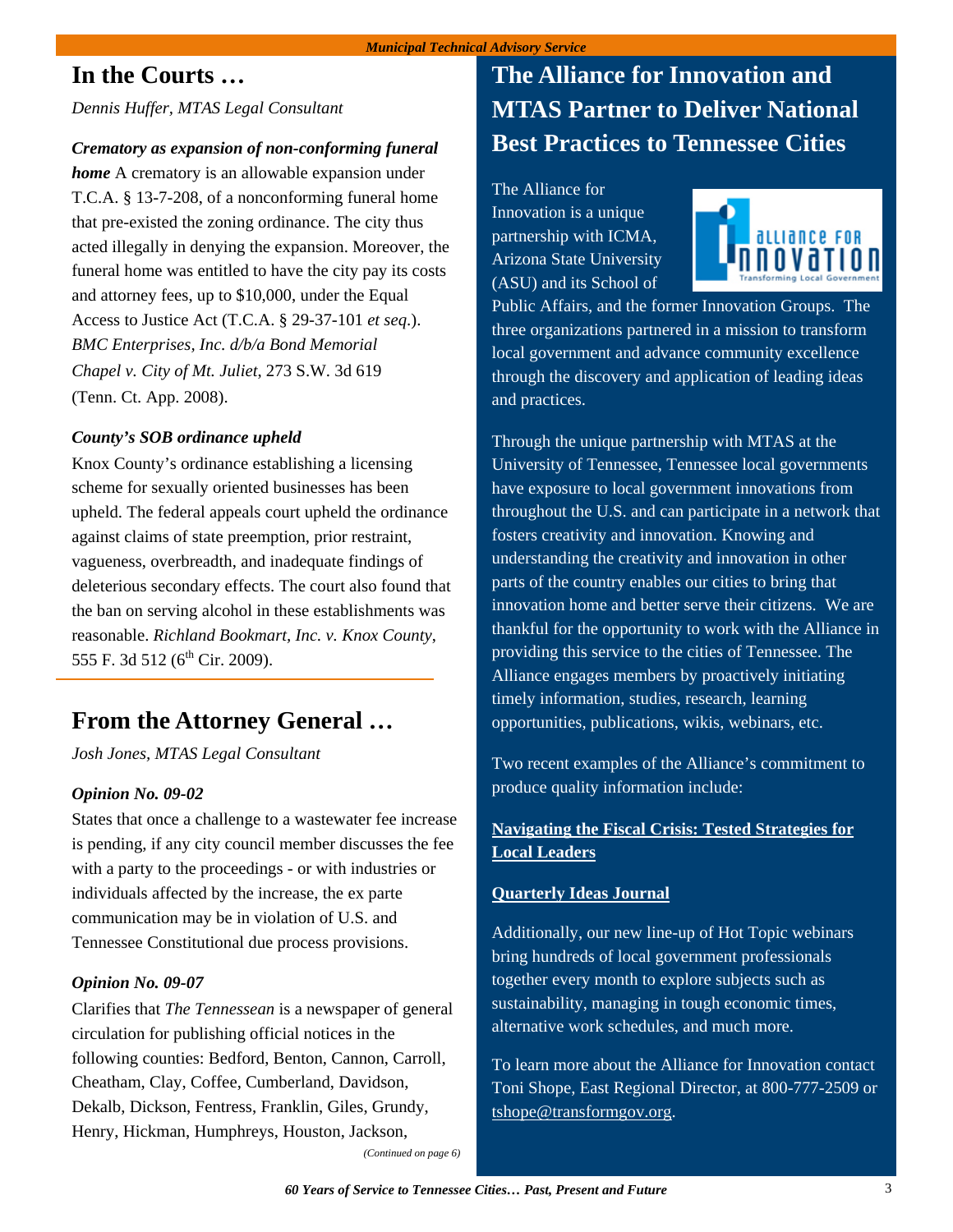## In the Courts …

*Dennis Huffer, MTAS Legal Consultant*

***Crematory as expansion of non-conforming funeral home*** A crematory is an allowable expansion under T.C.A. § 13-7-208, of a nonconforming funeral home that pre-existed the zoning ordinance. The city thus acted illegally in denying the expansion. Moreover, the funeral home was entitled to have the city pay its costs and attorney fees, up to $10,000, under the Equal Access to Justice Act (T.C.A. § 29-37-101 *et seq.*). *BMC Enterprises, Inc. d/b/a Bond Memorial Chapel v. City of Mt. Juliet*, 273 S.W. 3d 619 (Tenn. Ct. App. 2008).

***County's SOB ordinance upheld***

Knox County's ordinance establishing a licensing scheme for sexually oriented businesses has been upheld. The federal appeals court upheld the ordinance against claims of state preemption, prior restraint, vagueness, overbreadth, and inadequate findings of deleterious secondary effects. The court also found that the ban on serving alcohol in these establishments was reasonable. *Richland Bookmart, Inc. v. Knox County*, 555 F. 3d 512 (6th Cir. 2009).

## From the Attorney General …

*Josh Jones, MTAS Legal Consultant*

***Opinion No. 09-02***

States that once a challenge to a wastewater fee increase is pending, if any city council member discusses the fee with a party to the proceedings - or with industries or individuals affected by the increase, the ex parte communication may be in violation of U.S. and Tennessee Constitutional due process provisions.

***Opinion No. 09-07***

Clarifies that *The Tennessean* is a newspaper of general circulation for publishing official notices in the following counties: Bedford, Benton, Cannon, Carroll, Cheatham, Clay, Coffee, Cumberland, Davidson, Dekalb, Dickson, Fentress, Franklin, Giles, Grundy, Henry, Hickman, Humphreys, Houston, Jackson,

*(Continued on page 6)*

## The Alliance for Innovation and MTAS Partner to Deliver National Best Practices to Tennessee Cities

The Alliance for Innovation is a unique partnership with ICMA, Arizona State University (ASU) and its School of Public Affairs, and the former Innovation Groups. The three organizations partnered in a mission to transform local government and advance community excellence through the discovery and application of leading ideas and practices.

Through the unique partnership with MTAS at the University of Tennessee, Tennessee local governments have exposure to local government innovations from throughout the U.S. and can participate in a network that fosters creativity and innovation. Knowing and understanding the creativity and innovation in other parts of the country enables our cities to bring that innovation home and better serve their citizens. We are thankful for the opportunity to work with the Alliance in providing this service to the cities of Tennessee. The Alliance engages members by proactively initiating timely information, studies, research, learning opportunities, publications, wikis, webinars, etc.

Two recent examples of the Alliance's commitment to produce quality information include:

**Navigating the Fiscal Crisis: Tested Strategies for Local Leaders**

**Quarterly Ideas Journal**

Additionally, our new line-up of Hot Topic webinars bring hundreds of local government professionals together every month to explore subjects such as sustainability, managing in tough economic times, alternative work schedules, and much more.

To learn more about the Alliance for Innovation contact Toni Shope, East Regional Director, at 800-777-2509 or tshope@transformgov.org.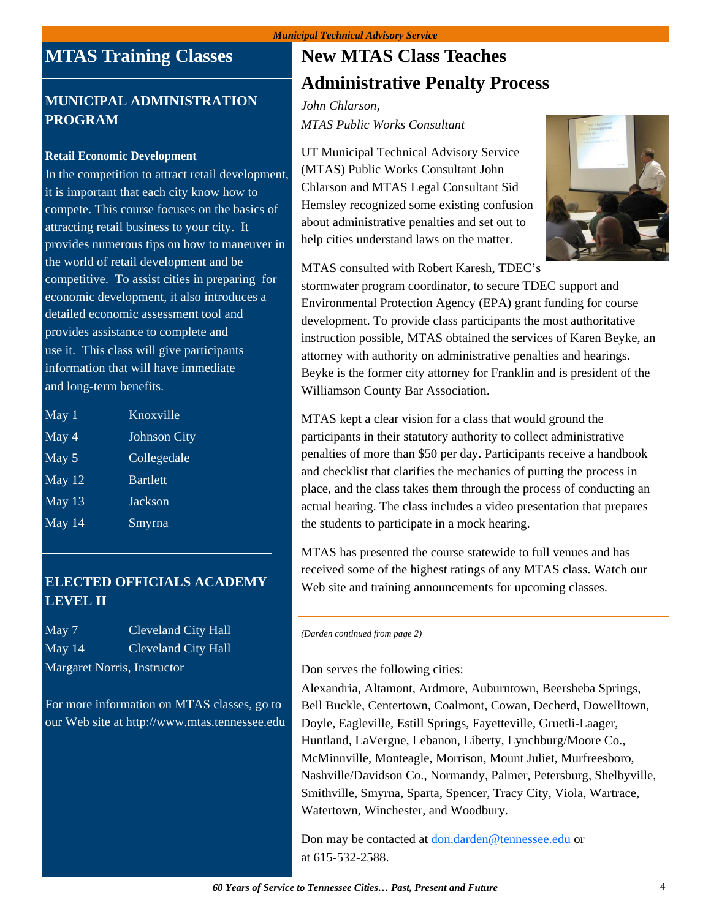# MTAS Training Classes

## MUNICIPAL ADMINISTRATION PROGRAM

**Retail Economic Development**

In the competition to attract retail development, it is important that each city know how to compete. This course focuses on the basics of attracting retail business to your city. It provides numerous tips on how to maneuver in the world of retail development and be competitive. To assist cities in preparing for economic development, it also introduces a detailed economic assessment tool and provides assistance to complete and use it. This class will give participants information that will have immediate and long-term benefits.

| | |
|---|---|
| May 1 | Knoxville |
| May 4 | Johnson City |
| May 5 | Collegedale |
| May 12 | Bartlett |
| May 13 | Jackson |
| May 14 | Smyrna |

## ELECTED OFFICIALS ACADEMY LEVEL II

| | |
|---|---|
| May 7 | Cleveland City Hall |
| May 14 | Cleveland City Hall |

Margaret Norris, Instructor

For more information on MTAS classes, go to our Web site at http://www.mtas.tennessee.edu

# New MTAS Class Teaches Administrative Penalty Process

*John Chlarson,*
*MTAS Public Works Consultant*

UT Municipal Technical Advisory Service (MTAS) Public Works Consultant John Chlarson and MTAS Legal Consultant Sid Hemsley recognized some existing confusion about administrative penalties and set out to help cities understand laws on the matter.

MTAS consulted with Robert Karesh, TDEC's stormwater program coordinator, to secure TDEC support and Environmental Protection Agency (EPA) grant funding for course development. To provide class participants the most authoritative instruction possible, MTAS obtained the services of Karen Beyke, an attorney with authority on administrative penalties and hearings. Beyke is the former city attorney for Franklin and is president of the Williamson County Bar Association.

MTAS kept a clear vision for a class that would ground the participants in their statutory authority to collect administrative penalties of more than $50 per day. Participants receive a handbook and checklist that clarifies the mechanics of putting the process in place, and the class takes them through the process of conducting an actual hearing. The class includes a video presentation that prepares the students to participate in a mock hearing.

MTAS has presented the course statewide to full venues and has received some of the highest ratings of any MTAS class. Watch our Web site and training announcements for upcoming classes.

---

*(Darden continued from page 2)*

Don serves the following cities:

Alexandria, Altamont, Ardmore, Auburntown, Beersheba Springs, Bell Buckle, Centertown, Coalmont, Cowan, Decherd, Dowelltown, Doyle, Eagleville, Estill Springs, Fayetteville, Gruetli-Laager, Huntland, LaVergne, Lebanon, Liberty, Lynchburg/Moore Co., McMinnville, Monteagle, Morrison, Mount Juliet, Murfreesboro, Nashville/Davidson Co., Normandy, Palmer, Petersburg, Shelbyville, Smithville, Smyrna, Sparta, Spencer, Tracy City, Viola, Wartrace, Watertown, Winchester, and Woodbury.

Don may be contacted at don.darden@tennessee.edu or at 615-532-2588.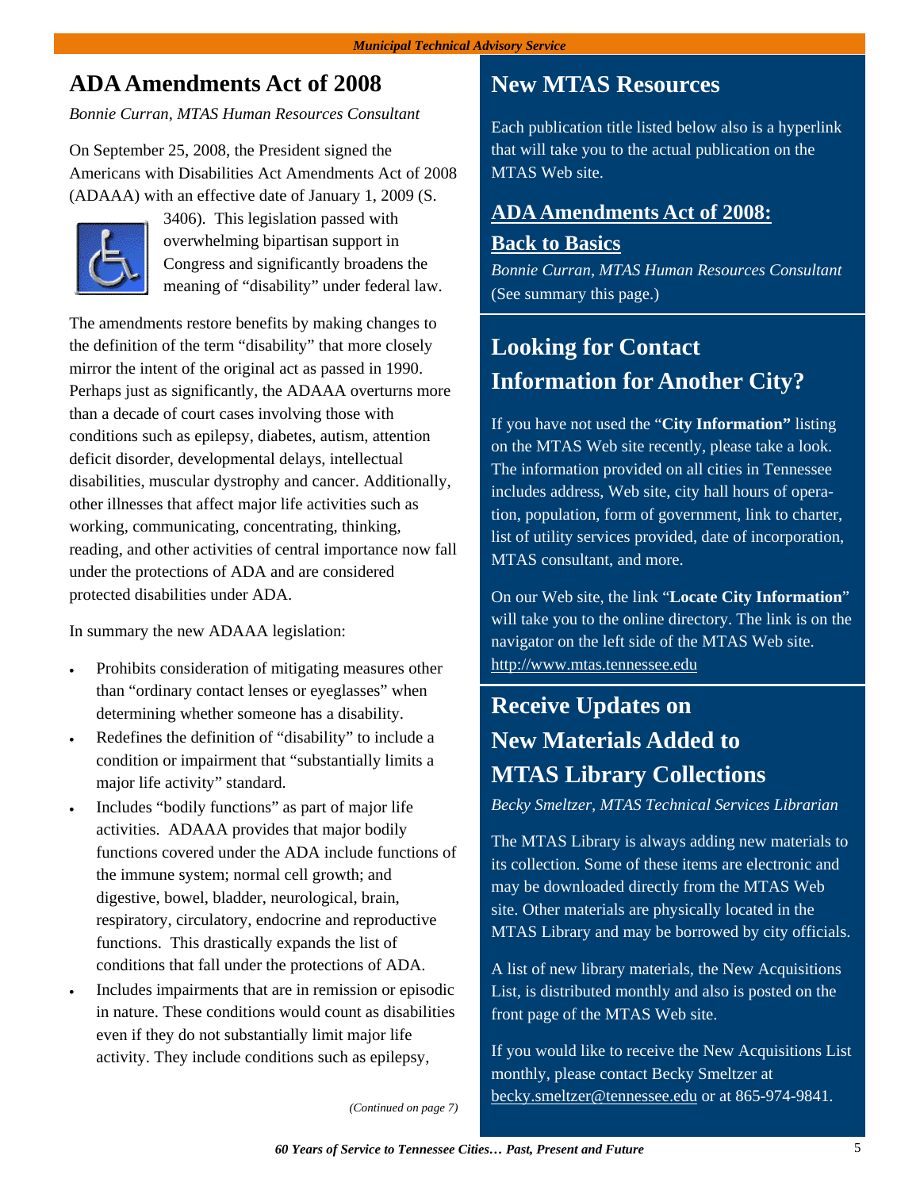# ADA Amendments Act of 2008

*Bonnie Curran, MTAS Human Resources Consultant*

On September 25, 2008, the President signed the Americans with Disabilities Act Amendments Act of 2008 (ADAAA) with an effective date of January 1, 2009 (S. 3406). This legislation passed with overwhelming bipartisan support in Congress and significantly broadens the meaning of "disability" under federal law.

The amendments restore benefits by making changes to the definition of the term "disability" that more closely mirror the intent of the original act as passed in 1990. Perhaps just as significantly, the ADAAA overturns more than a decade of court cases involving those with conditions such as epilepsy, diabetes, autism, attention deficit disorder, developmental delays, intellectual disabilities, muscular dystrophy and cancer. Additionally, other illnesses that affect major life activities such as working, communicating, concentrating, thinking, reading, and other activities of central importance now fall under the protections of ADA and are considered protected disabilities under ADA.

In summary the new ADAAA legislation:

- Prohibits consideration of mitigating measures other than "ordinary contact lenses or eyeglasses" when determining whether someone has a disability.
- Redefines the definition of "disability" to include a condition or impairment that "substantially limits a major life activity" standard.
- Includes "bodily functions" as part of major life activities. ADAAA provides that major bodily functions covered under the ADA include functions of the immune system; normal cell growth; and digestive, bowel, bladder, neurological, brain, respiratory, circulatory, endocrine and reproductive functions. This drastically expands the list of conditions that fall under the protections of ADA.
- Includes impairments that are in remission or episodic in nature. These conditions would count as disabilities even if they do not substantially limit major life activity. They include conditions such as epilepsy,

*(Continued on page 7)*

## New MTAS Resources

Each publication title listed below also is a hyperlink that will take you to the actual publication on the MTAS Web site.

### ADA Amendments Act of 2008: Back to Basics

*Bonnie Curran, MTAS Human Resources Consultant*
(See summary this page.)

## Looking for Contact Information for Another City?

If you have not used the "**City Information"** listing on the MTAS Web site recently, please take a look. The information provided on all cities in Tennessee includes address, Web site, city hall hours of operation, population, form of government, link to charter, list of utility services provided, date of incorporation, MTAS consultant, and more.

On our Web site, the link "**Locate City Information**" will take you to the online directory. The link is on the navigator on the left side of the MTAS Web site. http://www.mtas.tennessee.edu

## Receive Updates on New Materials Added to MTAS Library Collections

*Becky Smeltzer, MTAS Technical Services Librarian*

The MTAS Library is always adding new materials to its collection. Some of these items are electronic and may be downloaded directly from the MTAS Web site. Other materials are physically located in the MTAS Library and may be borrowed by city officials.

A list of new library materials, the New Acquisitions List, is distributed monthly and also is posted on the front page of the MTAS Web site.

If you would like to receive the New Acquisitions List monthly, please contact Becky Smeltzer at becky.smeltzer@tennessee.edu or at 865-974-9841.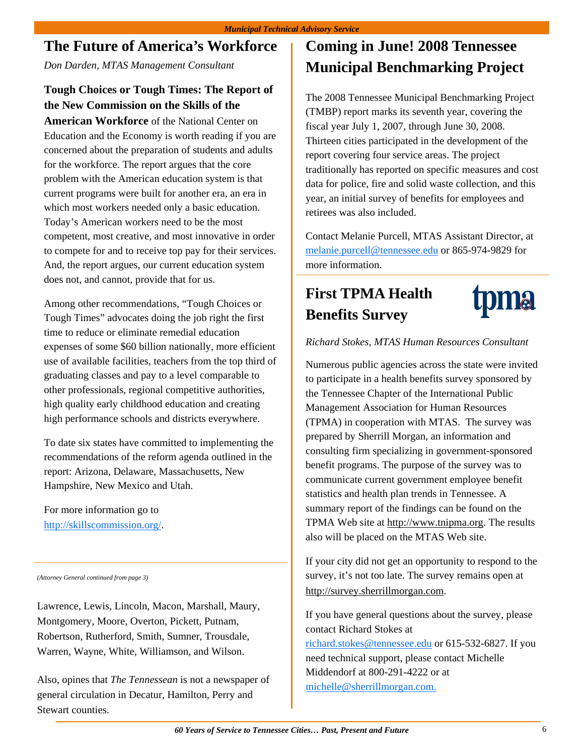## The Future of America's Workforce

*Don Darden, MTAS Management Consultant*

**Tough Choices or Tough Times: The Report of the New Commission on the Skills of the American Workforce** of the National Center on Education and the Economy is worth reading if you are concerned about the preparation of students and adults for the workforce. The report argues that the core problem with the American education system is that current programs were built for another era, an era in which most workers needed only a basic education. Today's American workers need to be the most competent, most creative, and most innovative in order to compete for and to receive top pay for their services. And, the report argues, our current education system does not, and cannot, provide that for us.

Among other recommendations, "Tough Choices or Tough Times" advocates doing the job right the first time to reduce or eliminate remedial education expenses of some $60 billion nationally, more efficient use of available facilities, teachers from the top third of graduating classes and pay to a level comparable to other professionals, regional competitive authorities, high quality early childhood education and creating high performance schools and districts everywhere.

To date six states have committed to implementing the recommendations of the reform agenda outlined in the report: Arizona, Delaware, Massachusetts, New Hampshire, New Mexico and Utah.

For more information go to http://skillscommission.org/.

*(Attorney General continued from page 3)*

Lawrence, Lewis, Lincoln, Macon, Marshall, Maury, Montgomery, Moore, Overton, Pickett, Putnam, Robertson, Rutherford, Smith, Sumner, Trousdale, Warren, Wayne, White, Williamson, and Wilson.

Also, opines that *The Tennessean* is not a newspaper of general circulation in Decatur, Hamilton, Perry and Stewart counties.

## Coming in June! 2008 Tennessee Municipal Benchmarking Project

The 2008 Tennessee Municipal Benchmarking Project (TMBP) report marks its seventh year, covering the fiscal year July 1, 2007, through June 30, 2008. Thirteen cities participated in the development of the report covering four service areas. The project traditionally has reported on specific measures and cost data for police, fire and solid waste collection, and this year, an initial survey of benefits for employees and retirees was also included.

Contact Melanie Purcell, MTAS Assistant Director, at melanie.purcell@tennessee.edu or 865-974-9829 for more information.

## First TPMA Health Benefits Survey

*Richard Stokes, MTAS Human Resources Consultant*

Numerous public agencies across the state were invited to participate in a health benefits survey sponsored by the Tennessee Chapter of the International Public Management Association for Human Resources (TPMA) in cooperation with MTAS. The survey was prepared by Sherrill Morgan, an information and consulting firm specializing in government-sponsored benefit programs. The purpose of the survey was to communicate current government employee benefit statistics and health plan trends in Tennessee. A summary report of the findings can be found on the TPMA Web site at http://www.tnipma.org. The results also will be placed on the MTAS Web site.

If your city did not get an opportunity to respond to the survey, it's not too late. The survey remains open at http://survey.sherrillmorgan.com.

If you have general questions about the survey, please contact Richard Stokes at richard.stokes@tennessee.edu or 615-532-6827. If you need technical support, please contact Michelle Middendorf at 800-291-4222 or at michelle@sherrillmorgan.com.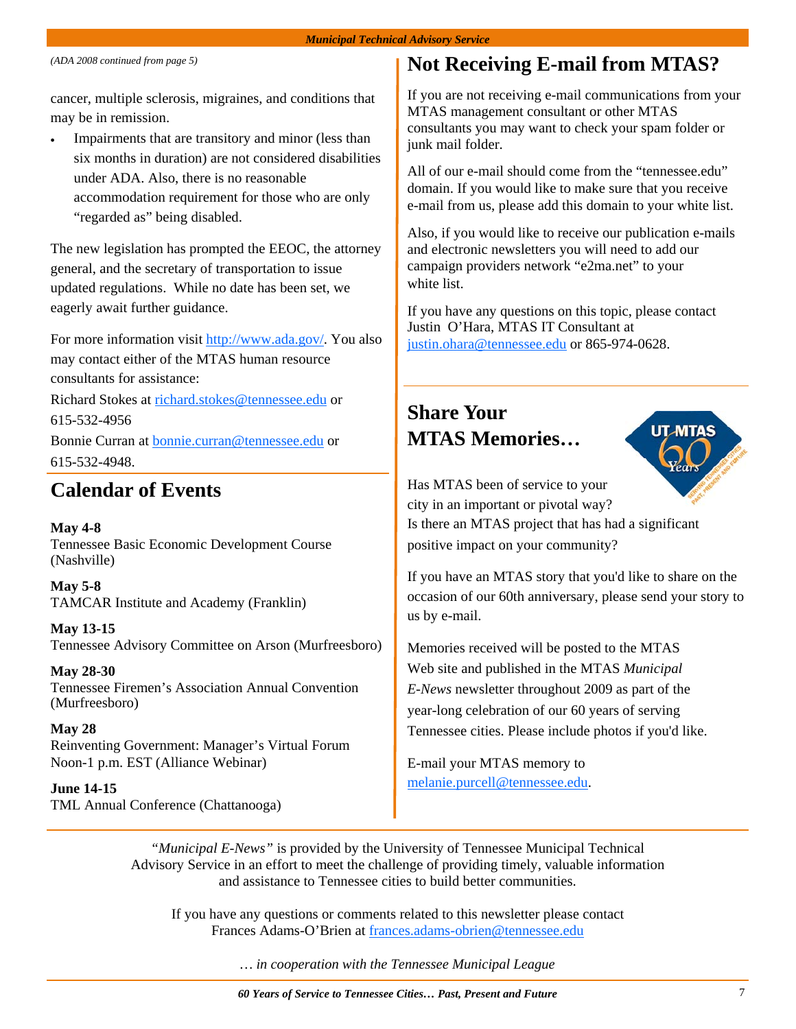*(ADA 2008 continued from page 5)*

cancer, multiple sclerosis, migraines, and conditions that may be in remission.

- Impairments that are transitory and minor (less than six months in duration) are not considered disabilities under ADA. Also, there is no reasonable accommodation requirement for those who are only "regarded as" being disabled.

The new legislation has prompted the EEOC, the attorney general, and the secretary of transportation to issue updated regulations. While no date has been set, we eagerly await further guidance.

For more information visit http://www.ada.gov/. You also may contact either of the MTAS human resource consultants for assistance:

Richard Stokes at richard.stokes@tennessee.edu or 615-532-4956

Bonnie Curran at bonnie.curran@tennessee.edu or 615-532-4948.

## Calendar of Events

**May 4-8**
Tennessee Basic Economic Development Course (Nashville)

**May 5-8**
TAMCAR Institute and Academy (Franklin)

**May 13-15**
Tennessee Advisory Committee on Arson (Murfreesboro)

**May 28-30**
Tennessee Firemen's Association Annual Convention (Murfreesboro)

**May 28**
Reinventing Government: Manager's Virtual Forum Noon-1 p.m. EST (Alliance Webinar)

**June 14-15**
TML Annual Conference (Chattanooga)

## Not Receiving E-mail from MTAS?

If you are not receiving e-mail communications from your MTAS management consultant or other MTAS consultants you may want to check your spam folder or junk mail folder.

All of our e-mail should come from the "tennessee.edu" domain. If you would like to make sure that you receive e-mail from us, please add this domain to your white list.

Also, if you would like to receive our publication e-mails and electronic newsletters you will need to add our campaign providers network "e2ma.net" to your white list.

If you have any questions on this topic, please contact Justin O'Hara, MTAS IT Consultant at justin.ohara@tennessee.edu or 865-974-0628.

## Share Your MTAS Memories…

UT MTAS 60 Years
SERVING TENNESSEE CITIES PAST, PRESENT AND FUTURE

Has MTAS been of service to your city in an important or pivotal way? Is there an MTAS project that has had a significant positive impact on your community?

If you have an MTAS story that you'd like to share on the occasion of our 60th anniversary, please send your story to us by e-mail.

Memories received will be posted to the MTAS Web site and published in the MTAS *Municipal E-News* newsletter throughout 2009 as part of the year-long celebration of our 60 years of serving Tennessee cities. Please include photos if you'd like.

E-mail your MTAS memory to melanie.purcell@tennessee.edu.

---

*"Municipal E-News"* is provided by the University of Tennessee Municipal Technical Advisory Service in an effort to meet the challenge of providing timely, valuable information and assistance to Tennessee cities to build better communities.

If you have any questions or comments related to this newsletter please contact Frances Adams-O'Brien at frances.adams-obrien@tennessee.edu

*… in cooperation with the Tennessee Municipal League*